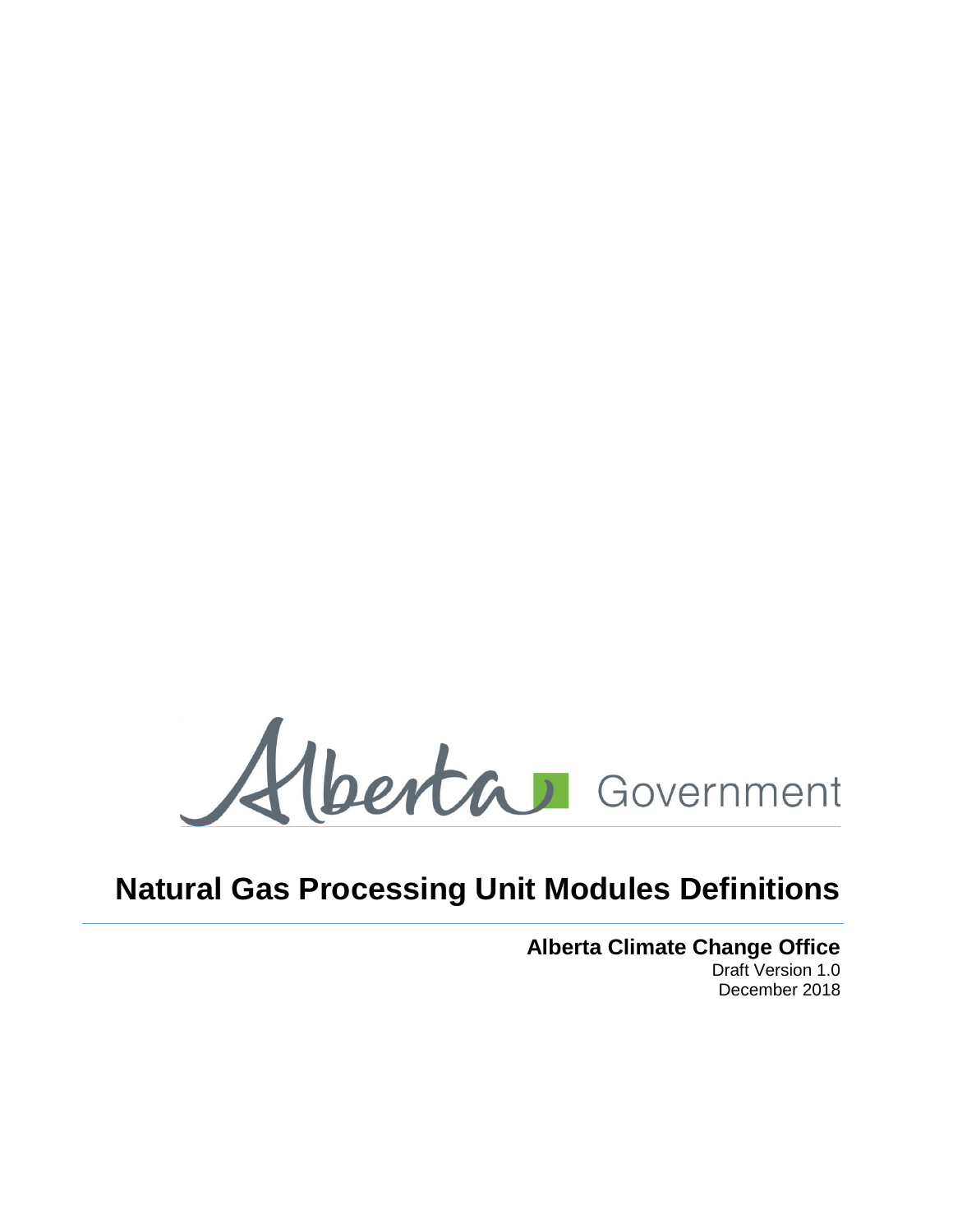Alberta Government

# Natural Gas Processing Unit Modules Definitions

**Alberta Climate Change Office**

Draft Version 1.0

December 2018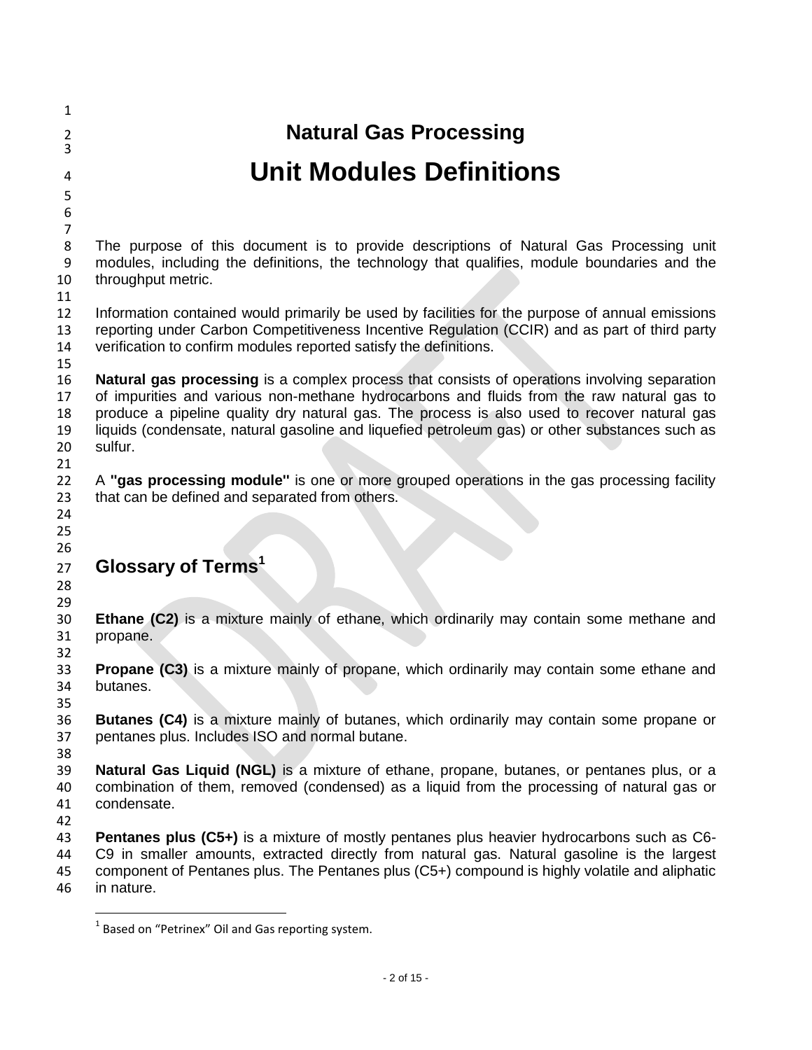# Natural Gas Processing

# Unit Modules Definitions

The purpose of this document is to provide descriptions of Natural Gas Processing unit modules, including the definitions, the technology that qualifies, module boundaries and the throughput metric.

Information contained would primarily be used by facilities for the purpose of annual emissions reporting under Carbon Competitiveness Incentive Regulation (CCIR) and as part of third party verification to confirm modules reported satisfy the definitions.

**Natural gas processing** is a complex process that consists of operations involving separation of impurities and various non-methane hydrocarbons and fluids from the raw natural gas to produce a pipeline quality dry natural gas. The process is also used to recover natural gas liquids (condensate, natural gasoline and liquefied petroleum gas) or other substances such as sulfur.

A **"gas processing module"** is one or more grouped operations in the gas processing facility that can be defined and separated from others.

## Glossary of Terms[1]

**Ethane (C2)** is a mixture mainly of ethane, which ordinarily may contain some methane and propane.

**Propane (C3)** is a mixture mainly of propane, which ordinarily may contain some ethane and butanes.

**Butanes (C4)** is a mixture mainly of butanes, which ordinarily may contain some propane or pentanes plus. Includes ISO and normal butane.

**Natural Gas Liquid (NGL)** is a mixture of ethane, propane, butanes, or pentanes plus, or a combination of them, removed (condensed) as a liquid from the processing of natural gas or condensate.

**Pentanes plus (C5+)** is a mixture of mostly pentanes plus heavier hydrocarbons such as C6-C9 in smaller amounts, extracted directly from natural gas. Natural gasoline is the largest component of Pentanes plus. The Pentanes plus (C5+) compound is highly volatile and aliphatic in nature.

[1] Based on "Petrinex" Oil and Gas reporting system.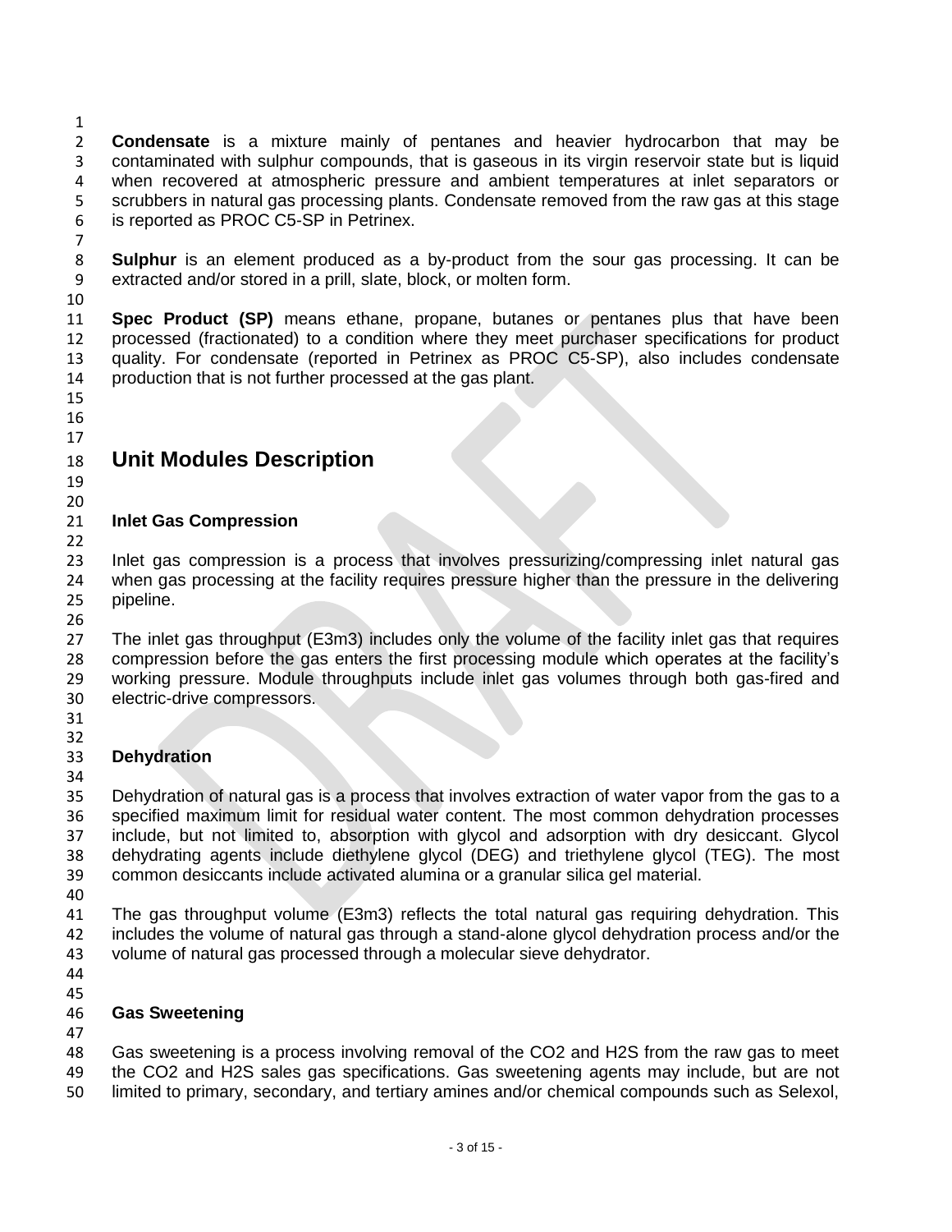**Condensate** is a mixture mainly of pentanes and heavier hydrocarbon that may be contaminated with sulphur compounds, that is gaseous in its virgin reservoir state but is liquid when recovered at atmospheric pressure and ambient temperatures at inlet separators or scrubbers in natural gas processing plants. Condensate removed from the raw gas at this stage is reported as PROC C5-SP in Petrinex.

**Sulphur** is an element produced as a by-product from the sour gas processing. It can be extracted and/or stored in a prill, slate, block, or molten form.

**Spec Product (SP)** means ethane, propane, butanes or pentanes plus that have been processed (fractionated) to a condition where they meet purchaser specifications for product quality. For condensate (reported in Petrinex as PROC C5-SP), also includes condensate production that is not further processed at the gas plant.

## Unit Modules Description

### Inlet Gas Compression

Inlet gas compression is a process that involves pressurizing/compressing inlet natural gas when gas processing at the facility requires pressure higher than the pressure in the delivering pipeline.

The inlet gas throughput (E3m3) includes only the volume of the facility inlet gas that requires compression before the gas enters the first processing module which operates at the facility's working pressure. Module throughputs include inlet gas volumes through both gas-fired and electric-drive compressors.

### Dehydration

Dehydration of natural gas is a process that involves extraction of water vapor from the gas to a specified maximum limit for residual water content. The most common dehydration processes include, but not limited to, absorption with glycol and adsorption with dry desiccant. Glycol dehydrating agents include diethylene glycol (DEG) and triethylene glycol (TEG). The most common desiccants include activated alumina or a granular silica gel material.

The gas throughput volume (E3m3) reflects the total natural gas requiring dehydration. This includes the volume of natural gas through a stand-alone glycol dehydration process and/or the volume of natural gas processed through a molecular sieve dehydrator.

### Gas Sweetening

Gas sweetening is a process involving removal of the $CO_2$ and $H_2S$ from the raw gas to meet the $CO_2$ and $H_2S$ sales gas specifications. Gas sweetening agents may include, but are not limited to primary, secondary, and tertiary amines and/or chemical compounds such as Selexol,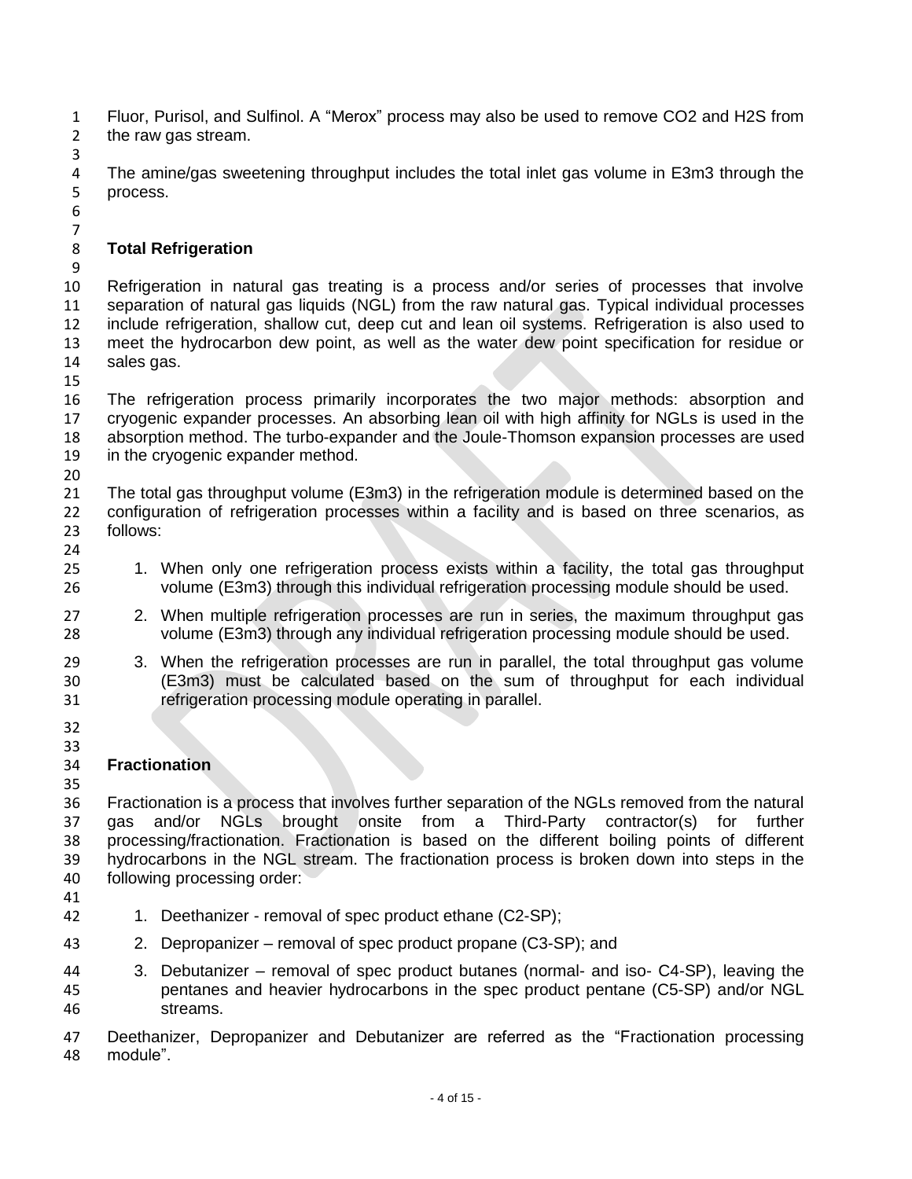Fluor, Purisol, and Sulfinol. A "Merox" process may also be used to remove $CO_2$ and $H_2S$ from the raw gas stream.

The amine/gas sweetening throughput includes the total inlet gas volume in E3m3 through the process.

## Total Refrigeration

Refrigeration in natural gas treating is a process and/or series of processes that involve separation of natural gas liquids (NGL) from the raw natural gas. Typical individual processes include refrigeration, shallow cut, deep cut and lean oil systems. Refrigeration is also used to meet the hydrocarbon dew point, as well as the water dew point specification for residue or sales gas.

The refrigeration process primarily incorporates the two major methods: absorption and cryogenic expander processes. An absorbing lean oil with high affinity for NGLs is used in the absorption method. The turbo-expander and the Joule-Thomson expansion processes are used in the cryogenic expander method.

The total gas throughput volume (E3m3) in the refrigeration module is determined based on the configuration of refrigeration processes within a facility and is based on three scenarios, as follows:

1. When only one refrigeration process exists within a facility, the total gas throughput volume (E3m3) through this individual refrigeration processing module should be used.
2. When multiple refrigeration processes are run in series, the maximum throughput gas volume (E3m3) through any individual refrigeration processing module should be used.
3. When the refrigeration processes are run in parallel, the total throughput gas volume (E3m3) must be calculated based on the sum of throughput for each individual refrigeration processing module operating in parallel.

## Fractionation

Fractionation is a process that involves further separation of the NGLs removed from the natural gas and/or NGLs brought onsite from a Third-Party contractor(s) for further processing/fractionation. Fractionation is based on the different boiling points of different hydrocarbons in the NGL stream. The fractionation process is broken down into steps in the following processing order:

1. Deethanizer - removal of spec product ethane (C2-SP);
2. Depropanizer – removal of spec product propane (C3-SP); and
3. Debutanizer – removal of spec product butanes (normal- and iso- C4-SP), leaving the pentanes and heavier hydrocarbons in the spec product pentane (C5-SP) and/or NGL streams.

Deethanizer, Depropanizer and Debutanizer are referred as the "Fractionation processing module".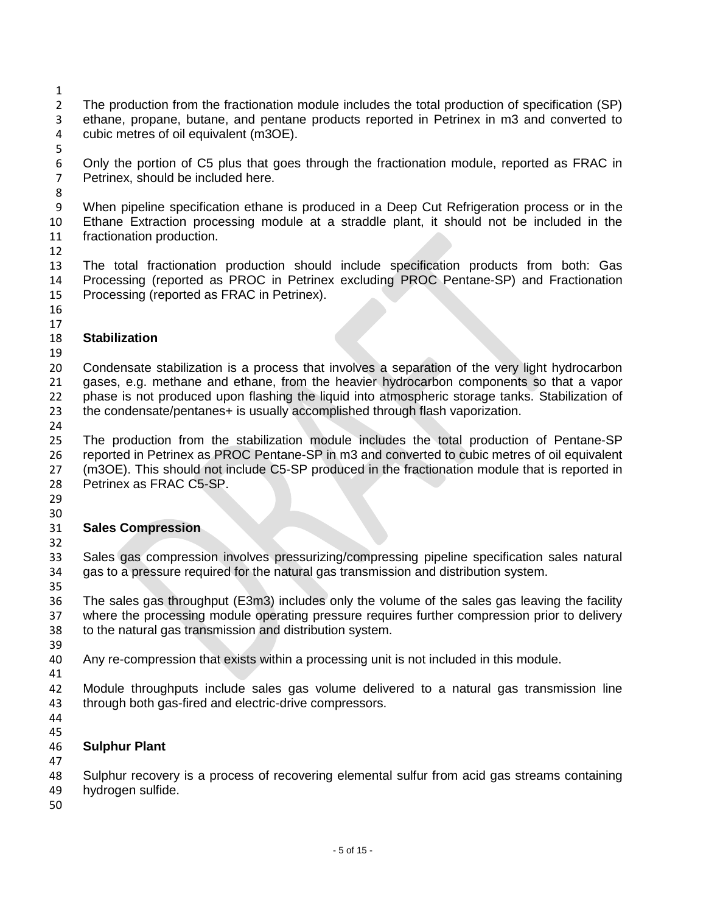The production from the fractionation module includes the total production of specification (SP) ethane, propane, butane, and pentane products reported in Petrinex in m3 and converted to cubic metres of oil equivalent (m3OE).

Only the portion of C5 plus that goes through the fractionation module, reported as FRAC in Petrinex, should be included here.

When pipeline specification ethane is produced in a Deep Cut Refrigeration process or in the Ethane Extraction processing module at a straddle plant, it should not be included in the fractionation production.

The total fractionation production should include specification products from both: Gas Processing (reported as PROC in Petrinex excluding PROC Pentane-SP) and Fractionation Processing (reported as FRAC in Petrinex).

**Stabilization**

Condensate stabilization is a process that involves a separation of the very light hydrocarbon gases, e.g. methane and ethane, from the heavier hydrocarbon components so that a vapor phase is not produced upon flashing the liquid into atmospheric storage tanks. Stabilization of the condensate/pentanes+ is usually accomplished through flash vaporization.

The production from the stabilization module includes the total production of Pentane-SP reported in Petrinex as PROC Pentane-SP in m3 and converted to cubic metres of oil equivalent (m3OE). This should not include C5-SP produced in the fractionation module that is reported in Petrinex as FRAC C5-SP.

**Sales Compression**

Sales gas compression involves pressurizing/compressing pipeline specification sales natural gas to a pressure required for the natural gas transmission and distribution system.

The sales gas throughput (E3m3) includes only the volume of the sales gas leaving the facility where the processing module operating pressure requires further compression prior to delivery to the natural gas transmission and distribution system.

Any re-compression that exists within a processing unit is not included in this module.

Module throughputs include sales gas volume delivered to a natural gas transmission line through both gas-fired and electric-drive compressors.

**Sulphur Plant**

Sulphur recovery is a process of recovering elemental sulfur from acid gas streams containing hydrogen sulfide.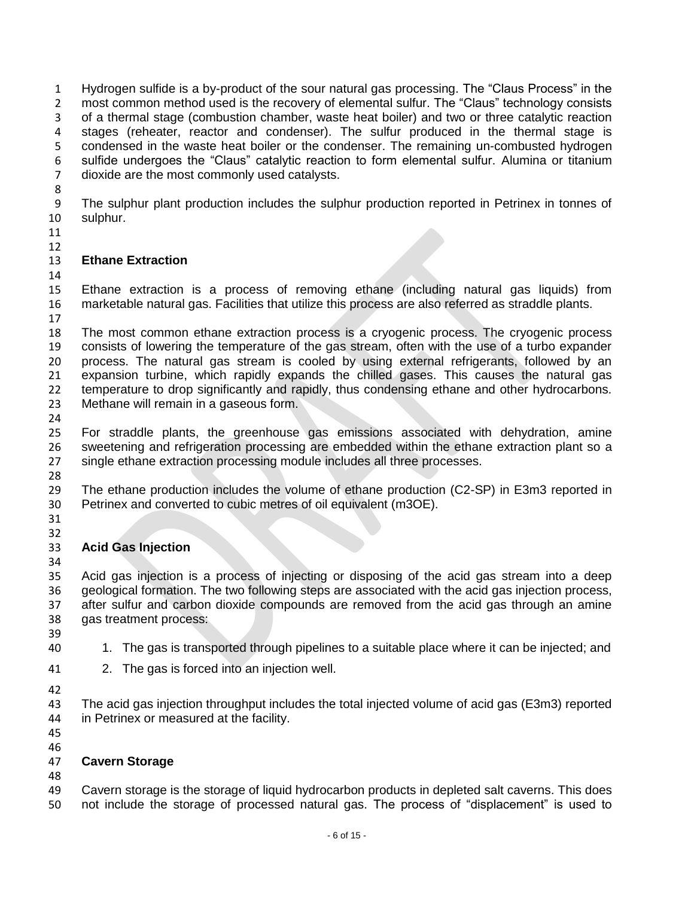Hydrogen sulfide is a by-product of the sour natural gas processing. The "Claus Process" in the most common method used is the recovery of elemental sulfur. The "Claus" technology consists of a thermal stage (combustion chamber, waste heat boiler) and two or three catalytic reaction stages (reheater, reactor and condenser). The sulfur produced in the thermal stage is condensed in the waste heat boiler or the condenser. The remaining un-combusted hydrogen sulfide undergoes the "Claus" catalytic reaction to form elemental sulfur. Alumina or titanium dioxide are the most commonly used catalysts.

The sulphur plant production includes the sulphur production reported in Petrinex in tonnes of sulphur.

## Ethane Extraction

Ethane extraction is a process of removing ethane (including natural gas liquids) from marketable natural gas. Facilities that utilize this process are also referred as straddle plants.

The most common ethane extraction process is a cryogenic process. The cryogenic process consists of lowering the temperature of the gas stream, often with the use of a turbo expander process. The natural gas stream is cooled by using external refrigerants, followed by an expansion turbine, which rapidly expands the chilled gases. This causes the natural gas temperature to drop significantly and rapidly, thus condensing ethane and other hydrocarbons. Methane will remain in a gaseous form.

For straddle plants, the greenhouse gas emissions associated with dehydration, amine sweetening and refrigeration processing are embedded within the ethane extraction plant so a single ethane extraction processing module includes all three processes.

The ethane production includes the volume of ethane production (C2-SP) in E3m3 reported in Petrinex and converted to cubic metres of oil equivalent (m3OE).

## Acid Gas Injection

Acid gas injection is a process of injecting or disposing of the acid gas stream into a deep geological formation. The two following steps are associated with the acid gas injection process, after sulfur and carbon dioxide compounds are removed from the acid gas through an amine gas treatment process:

1. The gas is transported through pipelines to a suitable place where it can be injected; and
2. The gas is forced into an injection well.

The acid gas injection throughput includes the total injected volume of acid gas (E3m3) reported in Petrinex or measured at the facility.

## Cavern Storage

Cavern storage is the storage of liquid hydrocarbon products in depleted salt caverns. This does not include the storage of processed natural gas. The process of "displacement" is used to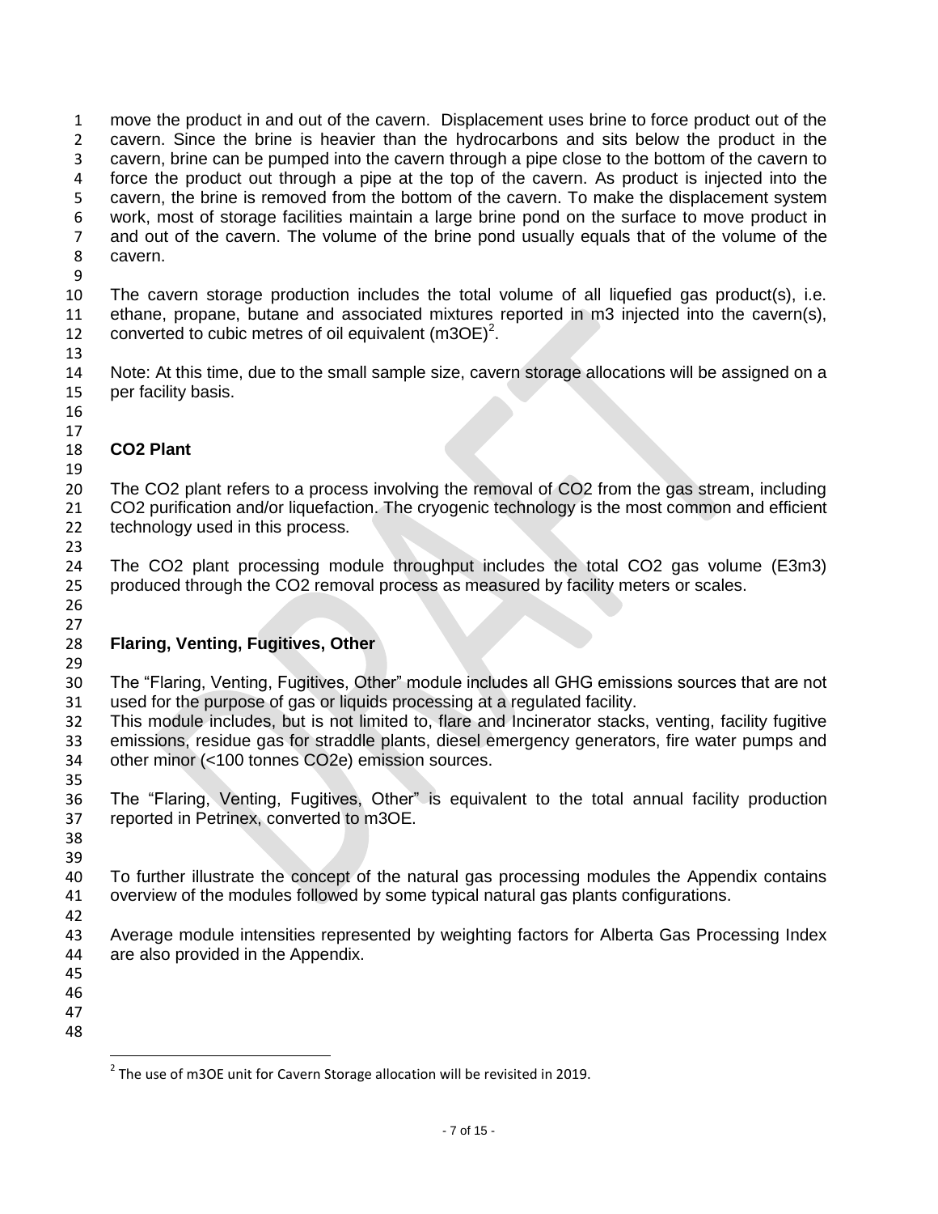move the product in and out of the cavern. Displacement uses brine to force product out of the cavern. Since the brine is heavier than the hydrocarbons and sits below the product in the cavern, brine can be pumped into the cavern through a pipe close to the bottom of the cavern to force the product out through a pipe at the top of the cavern. As product is injected into the cavern, the brine is removed from the bottom of the cavern. To make the displacement system work, most of storage facilities maintain a large brine pond on the surface to move product in and out of the cavern. The volume of the brine pond usually equals that of the volume of the cavern.

The cavern storage production includes the total volume of all liquefied gas product(s), i.e. ethane, propane, butane and associated mixtures reported in m3 injected into the cavern(s), converted to cubic metres of oil equivalent (m3OE)[2].

Note: At this time, due to the small sample size, cavern storage allocations will be assigned on a per facility basis.

**CO2 Plant**

The CO2 plant refers to a process involving the removal of CO2 from the gas stream, including CO2 purification and/or liquefaction. The cryogenic technology is the most common and efficient technology used in this process.

The CO2 plant processing module throughput includes the total CO2 gas volume (E3m3) produced through the CO2 removal process as measured by facility meters or scales.

**Flaring, Venting, Fugitives, Other**

The "Flaring, Venting, Fugitives, Other" module includes all GHG emissions sources that are not used for the purpose of gas or liquids processing at a regulated facility.
This module includes, but is not limited to, flare and Incinerator stacks, venting, facility fugitive emissions, residue gas for straddle plants, diesel emergency generators, fire water pumps and other minor (<100 tonnes CO2e) emission sources.

The "Flaring, Venting, Fugitives, Other" is equivalent to the total annual facility production reported in Petrinex, converted to m3OE.

To further illustrate the concept of the natural gas processing modules the Appendix contains overview of the modules followed by some typical natural gas plants configurations.

Average module intensities represented by weighting factors for Alberta Gas Processing Index are also provided in the Appendix.

[2] The use of m3OE unit for Cavern Storage allocation will be revisited in 2019.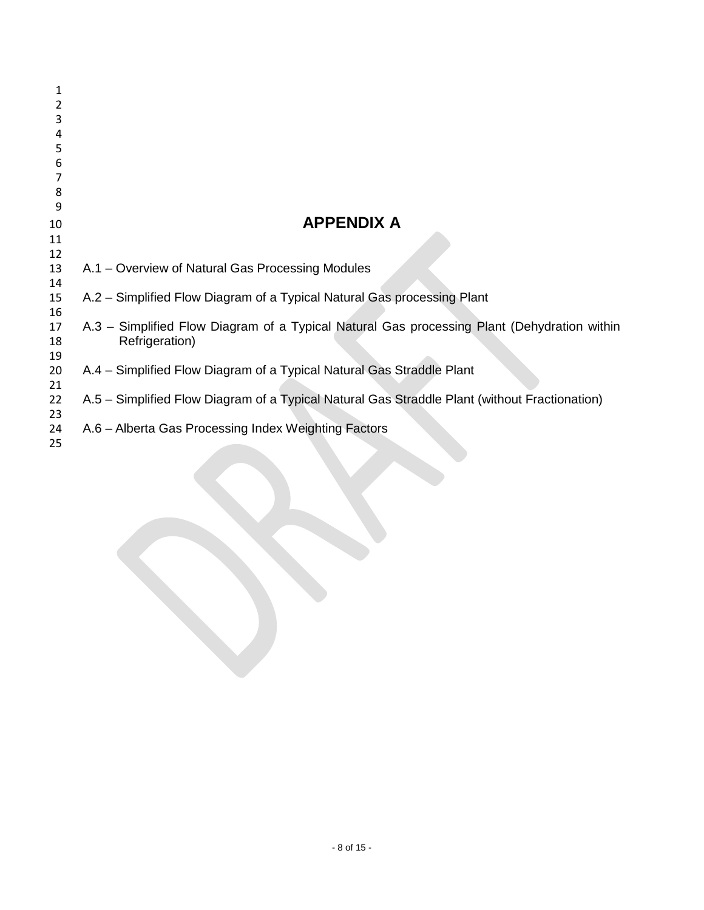# APPENDIX A

A.1 – Overview of Natural Gas Processing Modules

A.2 – Simplified Flow Diagram of a Typical Natural Gas processing Plant

A.3 – Simplified Flow Diagram of a Typical Natural Gas processing Plant (Dehydration within Refrigeration)

A.4 – Simplified Flow Diagram of a Typical Natural Gas Straddle Plant

A.5 – Simplified Flow Diagram of a Typical Natural Gas Straddle Plant (without Fractionation)

A.6 – Alberta Gas Processing Index Weighting Factors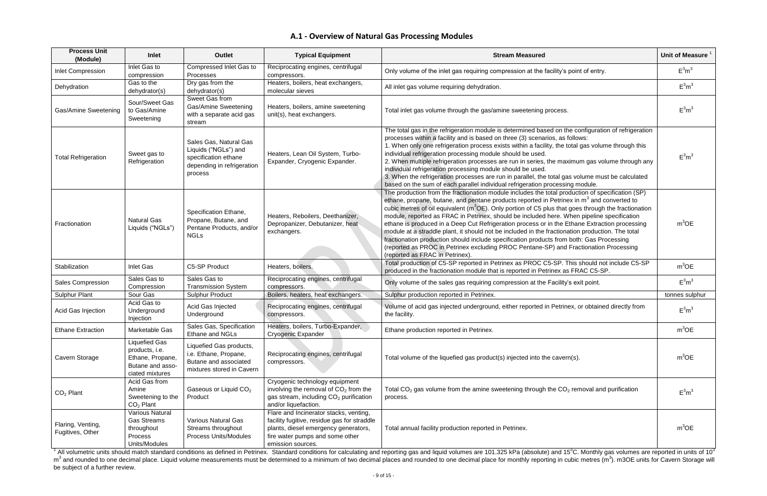## A.1 - Overview of Natural Gas Processing Modules

| Process Unit (Module) | Inlet | Outlet | Typical Equipment | Stream Measured | Unit of Measure [1] |
|---|---|---|---|---|---|
| Inlet Compression | Inlet Gas to compression | Compressed Inlet Gas to Processes | Reciprocating engines, centrifugal compressors. | Only volume of the inlet gas requiring compression at the facility's point of entry. | $E^3m^3$ |
| Dehydration | Gas to the dehydrator(s) | Dry gas from the dehydrator(s) | Heaters, boilers, heat exchangers, molecular sieves | All inlet gas volume requiring dehydration. | $E^3m^3$ |
| Gas/Amine Sweetening | Sour/Sweet Gas to Gas/Amine Sweetening | Sweet Gas from Gas/Amine Sweetening with a separate acid gas stream | Heaters, boilers, amine sweetening unit(s), heat exchangers. | Total inlet gas volume through the gas/amine sweetening process. | $E^3m^3$ |
| Total Refrigeration | Sweet gas to Refrigeration | Sales Gas, Natural Gas Liquids ("NGLs") and specification ethane depending in refrigeration process | Heaters, Lean Oil System, Turbo-Expander, Cryogenic Expander. | The total gas in the refrigeration module is determined based on the configuration of refrigeration processes within a facility and is based on three (3) scenarios, as follows:<br>1. When only one refrigeration process exists within a facility, the total gas volume through this individual refrigeration processing module should be used.<br>2. When multiple refrigeration processes are run in series, the maximum gas volume through any individual refrigeration processing module should be used.<br>3. When the refrigeration processes are run in parallel, the total gas volume must be calculated based on the sum of each parallel individual refrigeration processing module. | $E^3m^3$ |
| Fractionation | Natural Gas Liquids ("NGLs") | Specification Ethane, Propane, Butane, and Pentane Products, and/or NGLs | Heaters, Reboilers, Deethanizer, Depropanizer, Debutanizer, heat exchangers. | The production from the fractionation module includes the total production of specification (SP) ethane, propane, butane, and pentane products reported in Petrinex in $m^3$ and converted to cubic metres of oil equivalent ($m^3$OE). Only portion of C5 plus that goes through the fractionation module, reported as FRAC in Petrinex, should be included here. When pipeline specification ethane is produced in a Deep Cut Refrigeration process or in the Ethane Extraction processing module at a straddle plant, it should not be included in the fractionation production. The total fractionation production should include specification products from both: Gas Processing (reported as PROC in Petrinex excluding PROC Pentane-SP) and Fractionation Processing (reported as FRAC in Petrinex). | $m^3$OE |
| Stabilization | Inlet Gas | C5-SP Product | Heaters, boilers. | Total production of C5-SP reported in Petrinex as PROC C5-SP. This should not include C5-SP produced in the fractionation module that is reported in Petrinex as FRAC C5-SP. | $m^3$OE |
| Sales Compression | Sales Gas to Compression | Sales Gas to Transmission System | Reciprocating engines, centrifugal compressors. | Only volume of the sales gas requiring compression at the Facility's exit point. | $E^3m^3$ |
| Sulphur Plant | Sour Gas | Sulphur Product | Boilers, heaters, heat exchangers. | Sulphur production reported in Petrinex. | tonnes sulphur |
| Acid Gas Injection | Acid Gas to Underground Injection | Acid Gas Injected Underground | Reciprocating engines, centrifugal compressors. | Volume of acid gas injected underground, either reported in Petrinex, or obtained directly from the facility. | $E^3m^3$ |
| Ethane Extraction | Marketable Gas | Sales Gas, Specification Ethane and NGLs | Heaters, boilers, Turbo-Expander, Cryogenic Expander | Ethane production reported in Petrinex. | $m^3$OE |
| Cavern Storage | Liquefied Gas products, i.e. Ethane, Propane, Butane and associated mixtures | Liquefied Gas products, i.e. Ethane, Propane, Butane and associated mixtures stored in Cavern | Reciprocating engines, centrifugal compressors. | Total volume of the liquefied gas product(s) injected into the cavern(s). | $m^3$OE |
| $CO_2$ Plant | Acid Gas from Amine Sweetening to the $CO_2$ Plant | Gaseous or Liquid $CO_2$ Product | Cryogenic technology equipment involving the removal of $CO_2$ from the gas stream, including $CO_2$ purification and/or liquefaction. | Total $CO_2$ gas volume from the amine sweetening through the $CO_2$ removal and purification process. | $E^3m^3$ |
| Flaring, Venting, Fugitives, Other | Various Natural Gas Streams throughout Process Units/Modules | Various Natural Gas Streams throughout Process Units/Modules | Flare and Incinerator stacks, venting, facility fugitive, residue gas for straddle plants, diesel emergency generators, fire water pumps and some other emission sources. | Total annual facility production reported in Petrinex. | $m^3$OE |

[1] All volumetric units should match standard conditions as defined in Petrinex. Standard conditions for calculating and reporting gas and liquid volumes are 101.325 kPa (absolute) and 15°C. Monthly gas volumes are reported in units of $10^3$ $m^3$ and rounded to one decimal place. Liquid volume measurements must be determined to a minimum of two decimal places and rounded to one decimal place for monthly reporting in cubic metres ($m^3$). m3OE units for Cavern Storage will be subject of a further review.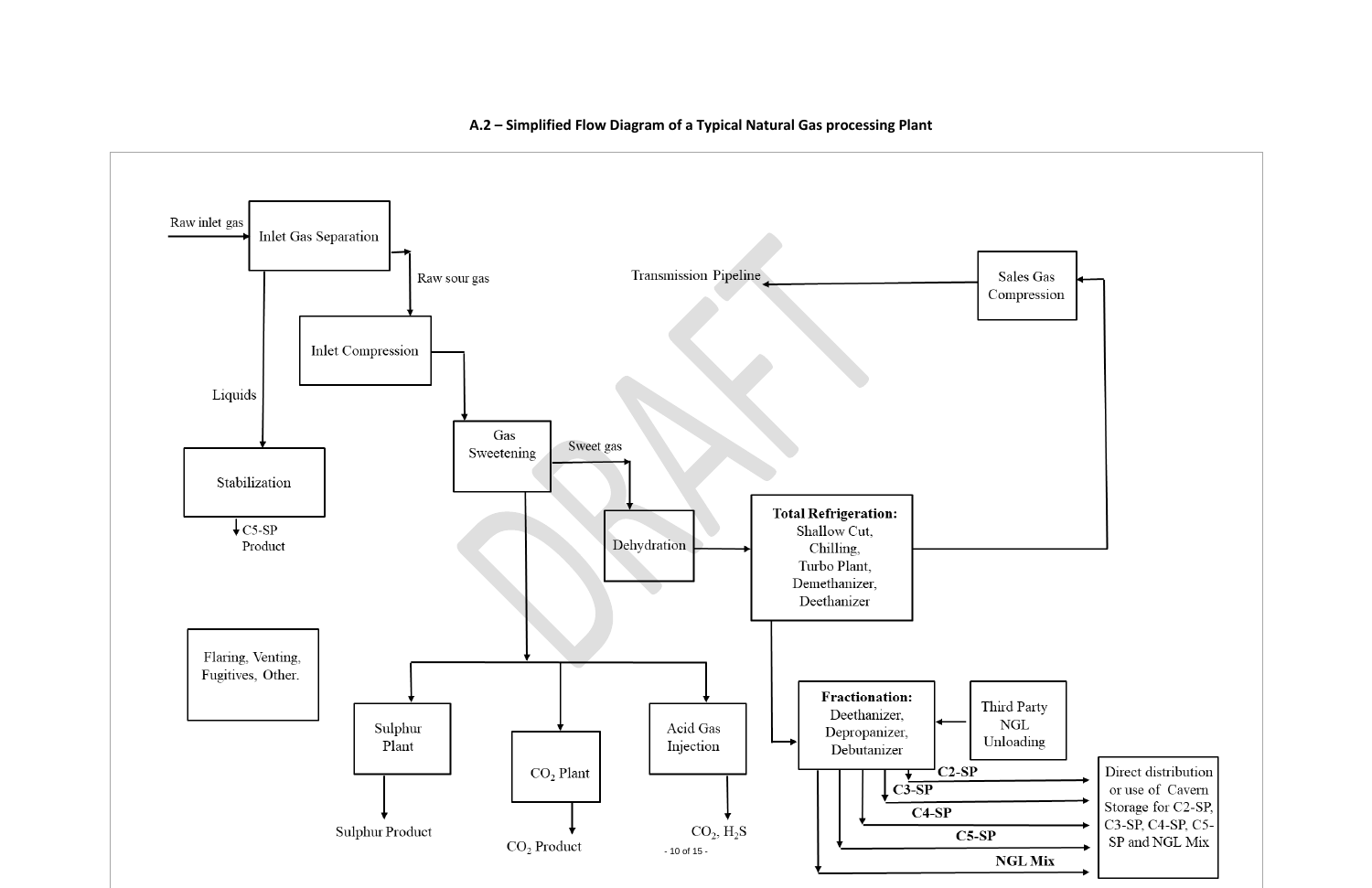**A.2 – Simplified Flow Diagram of a Typical Natural Gas processing Plant**

Raw inlet gas

Inlet Gas Separation

Raw sour gas

Transmission Pipeline

Sales Gas Compression

Inlet Compression

Liquids

Gas Sweetening

Sweet gas

Stabilization

C5-SP Product

Dehydration

**Total Refrigeration:** Shallow Cut, Chilling, Turbo Plant, Demethanizer, Deethanizer

Flaring, Venting, Fugitives, Other.

Sulphur Plant

$CO_2$ Plant

Acid Gas Injection

**Fractionation:** Deethanizer, Depropanizer, Debutanizer

Third Party NGL Unloading

Sulphur Product

$CO_2$ Product

$CO_2$, $H_2S$

**C2-SP**

**C3-SP**

**C4-SP**

**C5-SP**

**NGL Mix**

Direct distribution or use of Cavern Storage for C2-SP, C3-SP, C4-SP, C5-SP and NGL Mix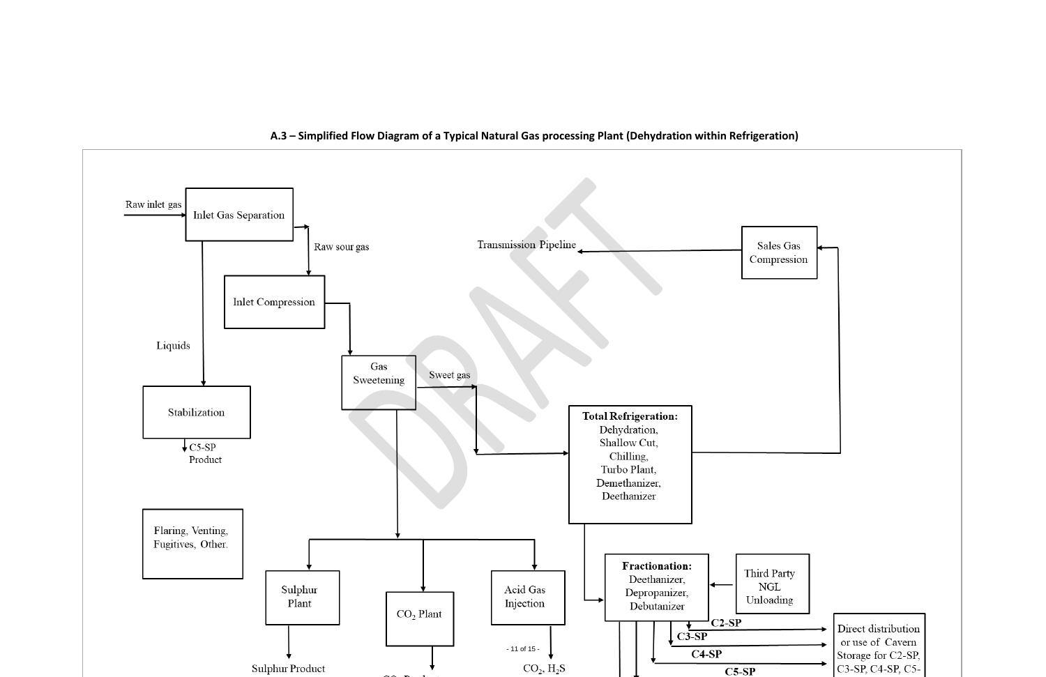**A.3 – Simplified Flow Diagram of a Typical Natural Gas processing Plant (Dehydration within Refrigeration)**

Raw inlet gas

Inlet Gas Separation

Raw sour gas

Inlet Compression

Liquids

Stabilization

C5-SP Product

Gas Sweetening

Sweet gas

Total Refrigeration: Dehydration, Shallow Cut, Chilling, Turbo Plant, Demethanizer, Deethanizer

Transmission Pipeline

Sales Gas Compression

Flaring, Venting, Fugitives, Other.

Sulphur Plant

$CO_2$ Plant

Acid Gas Injection

Fractionation: Deethanizer, Depropanizer, Debutanizer

Third Party NGL Unloading

C2-SP

C3-SP

C4-SP

C5-SP

Direct distribution or use of Cavern Storage for C2-SP, C3-SP, C4-SP, C5-

Sulphur Product

$CO_2$, $H_2S$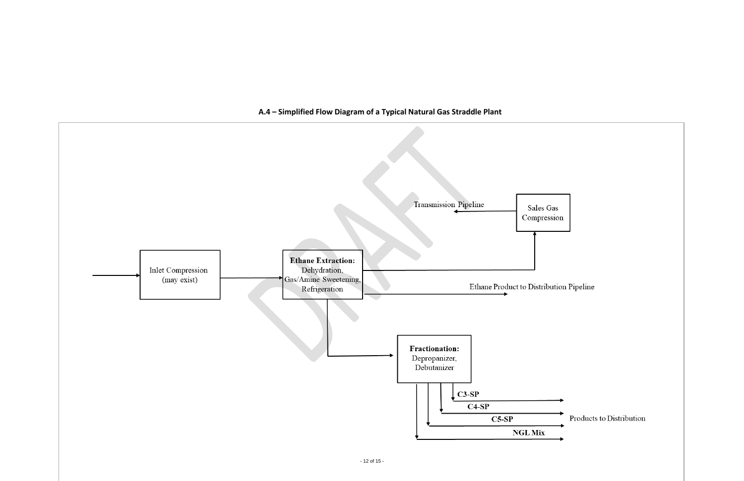**A.4 – Simplified Flow Diagram of a Typical Natural Gas Straddle Plant**

Inlet Compression (may exist)

**Ethane Extraction:** Dehydration, Gas/Amine Sweetening, Refrigeration

Sales Gas Compression

Transmission Pipeline

Ethane Product to Distribution Pipeline

**Fractionation:** Depropanizer, Debutanizer

**C3-SP**

**C4-SP**

**C5-SP**

**NGL Mix**

Products to Distribution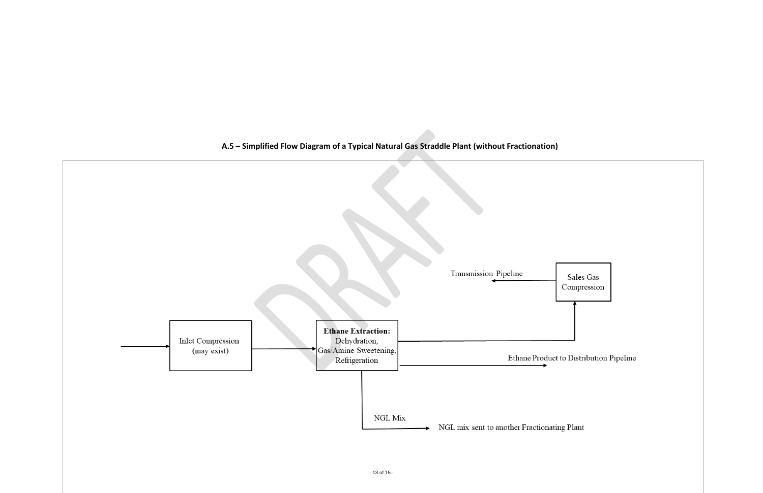**A.5 – Simplified Flow Diagram of a Typical Natural Gas Straddle Plant (without Fractionation)**

Transmission Pipeline

Sales Gas Compression

Inlet Compression (may exist)

**Ethane Extraction:** Dehydration, Gas/Amine Sweetening, Refrigeration

Ethane Product to Distribution Pipeline

NGL Mix

NGL mix sent to another Fractionating Plant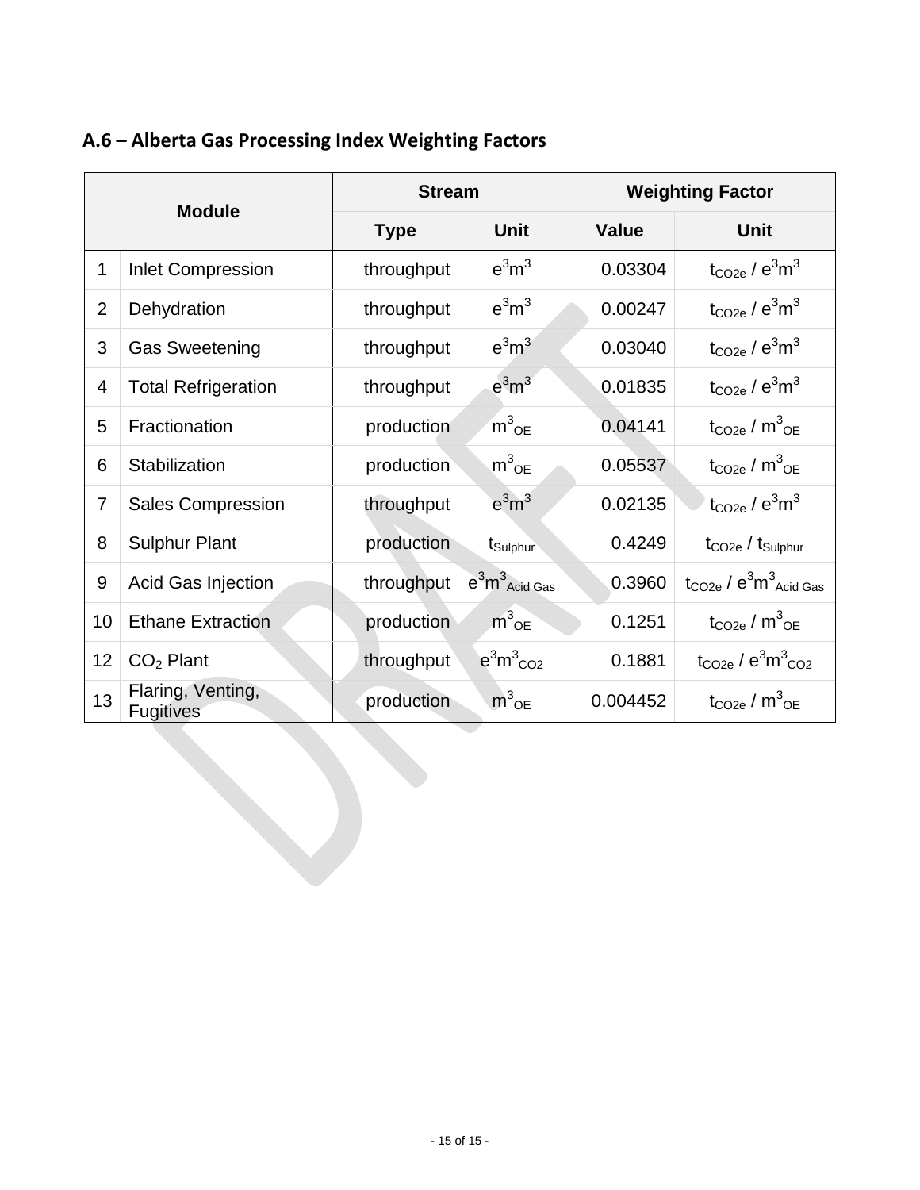## A.6 – Alberta Gas Processing Index Weighting Factors

| Module | | Stream | | Weighting Factor | |
|---|---|---|---|---|---|
| | | Type | Unit | Value | Unit |
| 1 | Inlet Compression | throughput | $e^3m^3$ | 0.03304 | $t_{CO2e}$ / $e^3m^3$ |
| 2 | Dehydration | throughput | $e^3m^3$ | 0.00247 | $t_{CO2e}$ / $e^3m^3$ |
| 3 | Gas Sweetening | throughput | $e^3m^3$ | 0.03040 | $t_{CO2e}$ / $e^3m^3$ |
| 4 | Total Refrigeration | throughput | $e^3m^3$ | 0.01835 | $t_{CO2e}$ / $e^3m^3$ |
| 5 | Fractionation | production | $m^3_{OE}$ | 0.04141 | $t_{CO2e}$ / $m^3_{OE}$ |
| 6 | Stabilization | production | $m^3_{OE}$ | 0.05537 | $t_{CO2e}$ / $m^3_{OE}$ |
| 7 | Sales Compression | throughput | $e^3m^3$ | 0.02135 | $t_{CO2e}$ / $e^3m^3$ |
| 8 | Sulphur Plant | production | $t_{Sulphur}$ | 0.4249 | $t_{CO2e}$ / $t_{Sulphur}$ |
| 9 | Acid Gas Injection | throughput | $e^3m^3_{Acid\ Gas}$ | 0.3960 | $t_{CO2e}$ / $e^3m^3_{Acid\ Gas}$ |
| 10 | Ethane Extraction | production | $m^3_{OE}$ | 0.1251 | $t_{CO2e}$ / $m^3_{OE}$ |
| 12 | $CO_2$ Plant | throughput | $e^3m^3_{CO2}$ | 0.1881 | $t_{CO2e}$ / $e^3m^3_{CO2}$ |
| 13 | Flaring, Venting, Fugitives | production | $m^3_{OE}$ | 0.004452 | $t_{CO2e}$ / $m^3_{OE}$ |